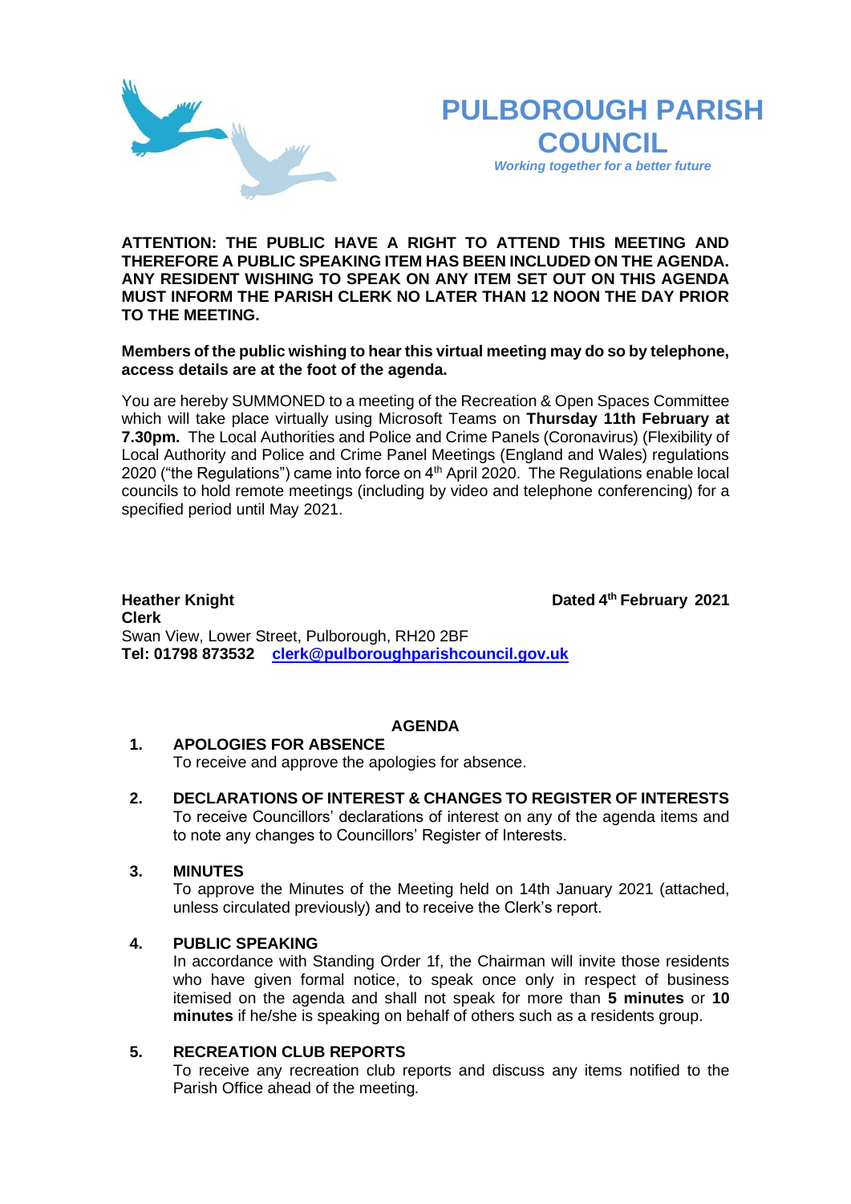# PULBOROUGH PARISH COUNCIL

*Working together for a better future*

**ATTENTION: THE PUBLIC HAVE A RIGHT TO ATTEND THIS MEETING AND THEREFORE A PUBLIC SPEAKING ITEM HAS BEEN INCLUDED ON THE AGENDA. ANY RESIDENT WISHING TO SPEAK ON ANY ITEM SET OUT ON THIS AGENDA MUST INFORM THE PARISH CLERK NO LATER THAN 12 NOON THE DAY PRIOR TO THE MEETING.**

**Members of the public wishing to hear this virtual meeting may do so by telephone, access details are at the foot of the agenda.**

You are hereby SUMMONED to a meeting of the Recreation & Open Spaces Committee which will take place virtually using Microsoft Teams on **Thursday 11th February at 7.30pm.** The Local Authorities and Police and Crime Panels (Coronavirus) (Flexibility of Local Authority and Police and Crime Panel Meetings (England and Wales) regulations 2020 ("the Regulations") came into force on 4th April 2020. The Regulations enable local councils to hold remote meetings (including by video and telephone conferencing) for a specified period until May 2021.

**Heather Knight** **Dated 4th February 2021**
**Clerk**
Swan View, Lower Street, Pulborough, RH20 2BF
**Tel: 01798 873532** clerk@pulboroughparishcouncil.gov.uk

## AGENDA

1. **APOLOGIES FOR ABSENCE**
   To receive and approve the apologies for absence.

2. **DECLARATIONS OF INTEREST & CHANGES TO REGISTER OF INTERESTS**
   To receive Councillors' declarations of interest on any of the agenda items and to note any changes to Councillors' Register of Interests.

3. **MINUTES**
   To approve the Minutes of the Meeting held on 14th January 2021 (attached, unless circulated previously) and to receive the Clerk's report.

4. **PUBLIC SPEAKING**
   In accordance with Standing Order 1f, the Chairman will invite those residents who have given formal notice, to speak once only in respect of business itemised on the agenda and shall not speak for more than **5 minutes** or **10 minutes** if he/she is speaking on behalf of others such as a residents group.

5. **RECREATION CLUB REPORTS**
   To receive any recreation club reports and discuss any items notified to the Parish Office ahead of the meeting.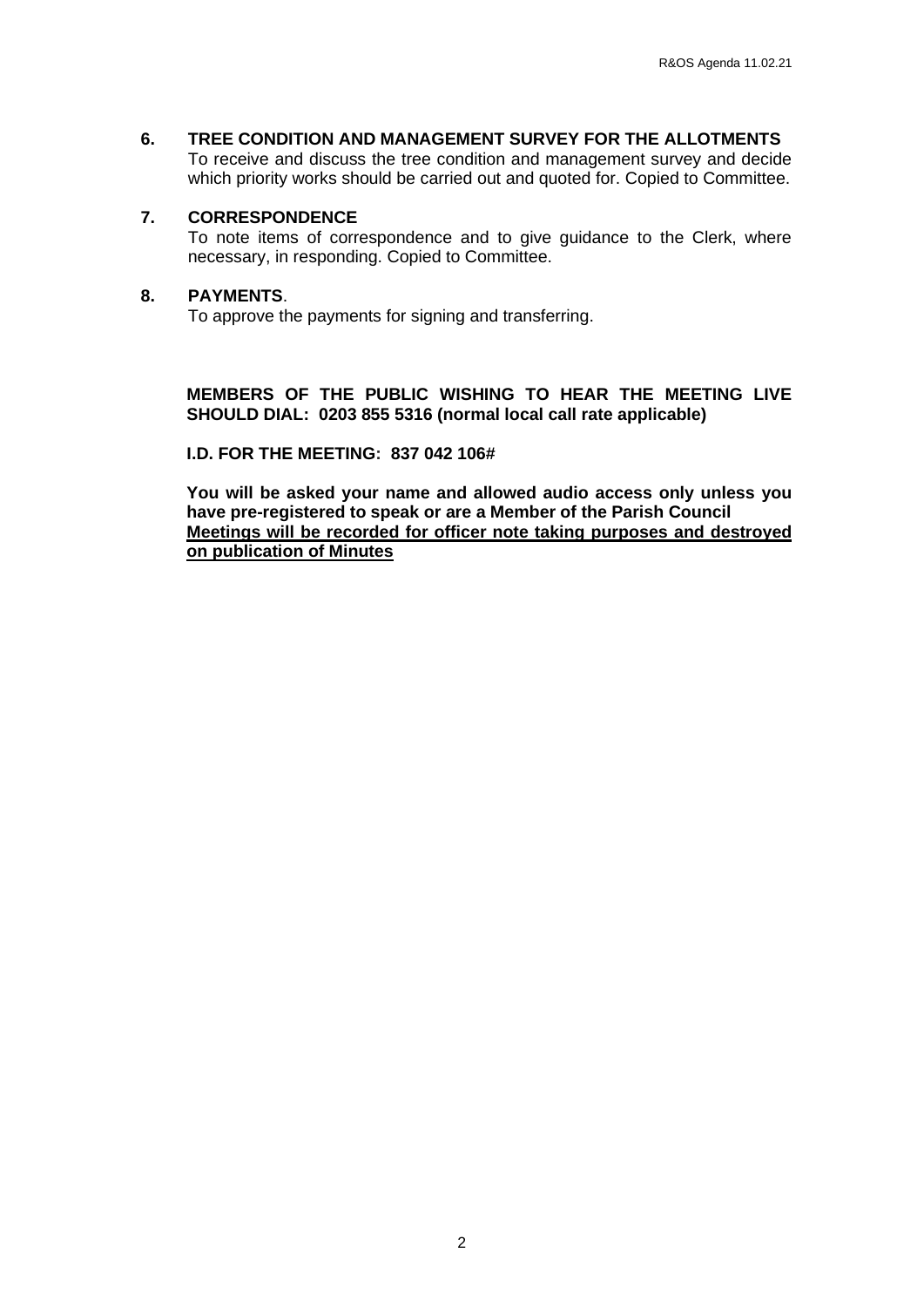**6. TREE CONDITION AND MANAGEMENT SURVEY FOR THE ALLOTMENTS**

To receive and discuss the tree condition and management survey and decide which priority works should be carried out and quoted for. Copied to Committee.

**7. CORRESPONDENCE**

To note items of correspondence and to give guidance to the Clerk, where necessary, in responding. Copied to Committee.

**8. PAYMENTS**.

To approve the payments for signing and transferring.

**MEMBERS OF THE PUBLIC WISHING TO HEAR THE MEETING LIVE SHOULD DIAL: 0203 855 5316 (normal local call rate applicable)**

**I.D. FOR THE MEETING: 837 042 106#**

**You will be asked your name and allowed audio access only unless you have pre-registered to speak or are a Member of the Parish Council**
<u>**Meetings will be recorded for officer note taking purposes and destroyed on publication of Minutes**</u>